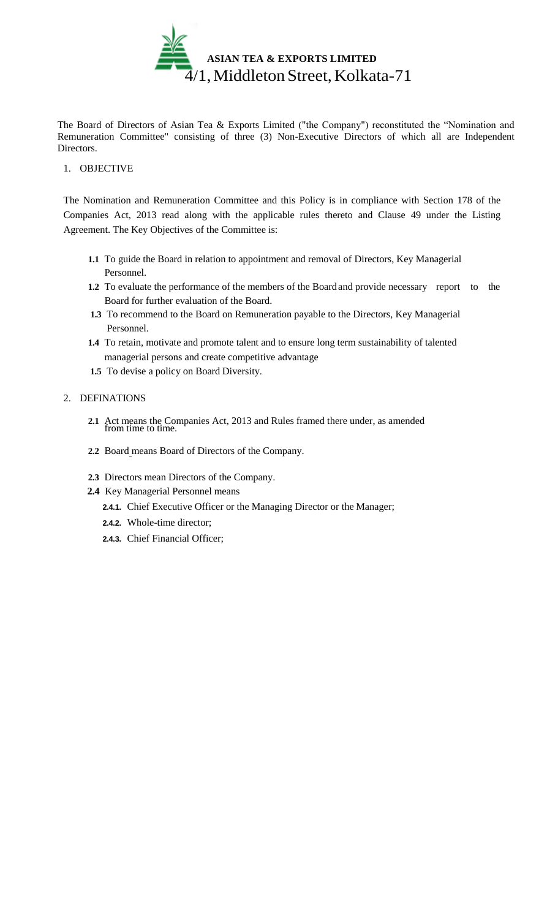# ASIAN TEA & EXPORTS LIMITED

4/1, Middleton Street, Kolkata-71

The Board of Directors of Asian Tea & Exports Limited ("the Company") reconstituted the "Nomination and Remuneration Committee" consisting of three (3) Non-Executive Directors of which all are Independent Directors.

## 1. OBJECTIVE

The Nomination and Remuneration Committee and this Policy is in compliance with Section 178 of the Companies Act, 2013 read along with the applicable rules thereto and Clause 49 under the Listing Agreement. The Key Objectives of the Committee is:

- **1.1** To guide the Board in relation to appointment and removal of Directors, Key Managerial Personnel.
- **1.2** To evaluate the performance of the members of the Board and provide necessary report to the Board for further evaluation of the Board.
- **1.3** To recommend to the Board on Remuneration payable to the Directors, Key Managerial Personnel.
- **1.4** To retain, motivate and promote talent and to ensure long term sustainability of talented managerial persons and create competitive advantage
- **1.5** To devise a policy on Board Diversity.

## 2. DEFINATIONS

- **2.1** Act means the Companies Act, 2013 and Rules framed there under, as amended from time to time.
- **2.2** Board means Board of Directors of the Company.
- **2.3** Directors mean Directors of the Company.
- **2.4** Key Managerial Personnel means
  - **2.4.1.** Chief Executive Officer or the Managing Director or the Manager;
  - **2.4.2.** Whole-time director;
  - **2.4.3.** Chief Financial Officer;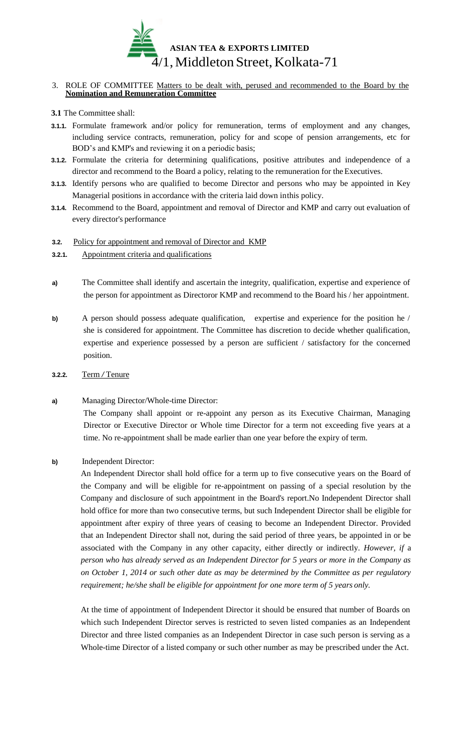3. ROLE OF COMMITTEE Matters to be dealt with, perused and recommended to the Board by the **Nomination and Remuneration Committee**

**3.1** The Committee shall:

**3.1.1.** Formulate framework and/or policy for remuneration, terms of employment and any changes, including service contracts, remuneration, policy for and scope of pension arrangements, etc for BOD's and KMP's and reviewing it on a periodic basis;

**3.1.2.** Formulate the criteria for determining qualifications, positive attributes and independence of a director and recommend to the Board a policy, relating to the remuneration for the Executives.

**3.1.3.** Identify persons who are qualified to become Director and persons who may be appointed in Key Managerial positions in accordance with the criteria laid down inthis policy.

**3.1.4.** Recommend to the Board, appointment and removal of Director and KMP and carry out evaluation of every director's performance

**3.2.** Policy for appointment and removal of Director and KMP

**3.2.1.** Appointment criteria and qualifications

**a)** The Committee shall identify and ascertain the integrity, qualification, expertise and experience of the person for appointment as Directoror KMP and recommend to the Board his / her appointment.

**b)** A person should possess adequate qualification, expertise and experience for the position he / she is considered for appointment. The Committee has discretion to decide whether qualification, expertise and experience possessed by a person are sufficient / satisfactory for the concerned position.

**3.2.2.** Term / Tenure

**a)** Managing Director/Whole-time Director:

The Company shall appoint or re-appoint any person as its Executive Chairman, Managing Director or Executive Director or Whole time Director for a term not exceeding five years at a time. No re-appointment shall be made earlier than one year before the expiry of term.

**b)** Independent Director:

An Independent Director shall hold office for a term up to five consecutive years on the Board of the Company and will be eligible for re-appointment on passing of a special resolution by the Company and disclosure of such appointment in the Board's report.No Independent Director shall hold office for more than two consecutive terms, but such Independent Director shall be eligible for appointment after expiry of three years of ceasing to become an Independent Director. Provided that an Independent Director shall not, during the said period of three years, be appointed in or be associated with the Company in any other capacity, either directly or indirectly. *However, if a person who has already served as an Independent Director for 5 years or more in the Company as on October 1, 2014 or such other date as may be determined by the Committee as per regulatory requirement; he/she shall be eligible for appointment for one more term of 5 years only.*

At the time of appointment of Independent Director it should be ensured that number of Boards on which such Independent Director serves is restricted to seven listed companies as an Independent Director and three listed companies as an Independent Director in case such person is serving as a Whole-time Director of a listed company or such other number as may be prescribed under the Act.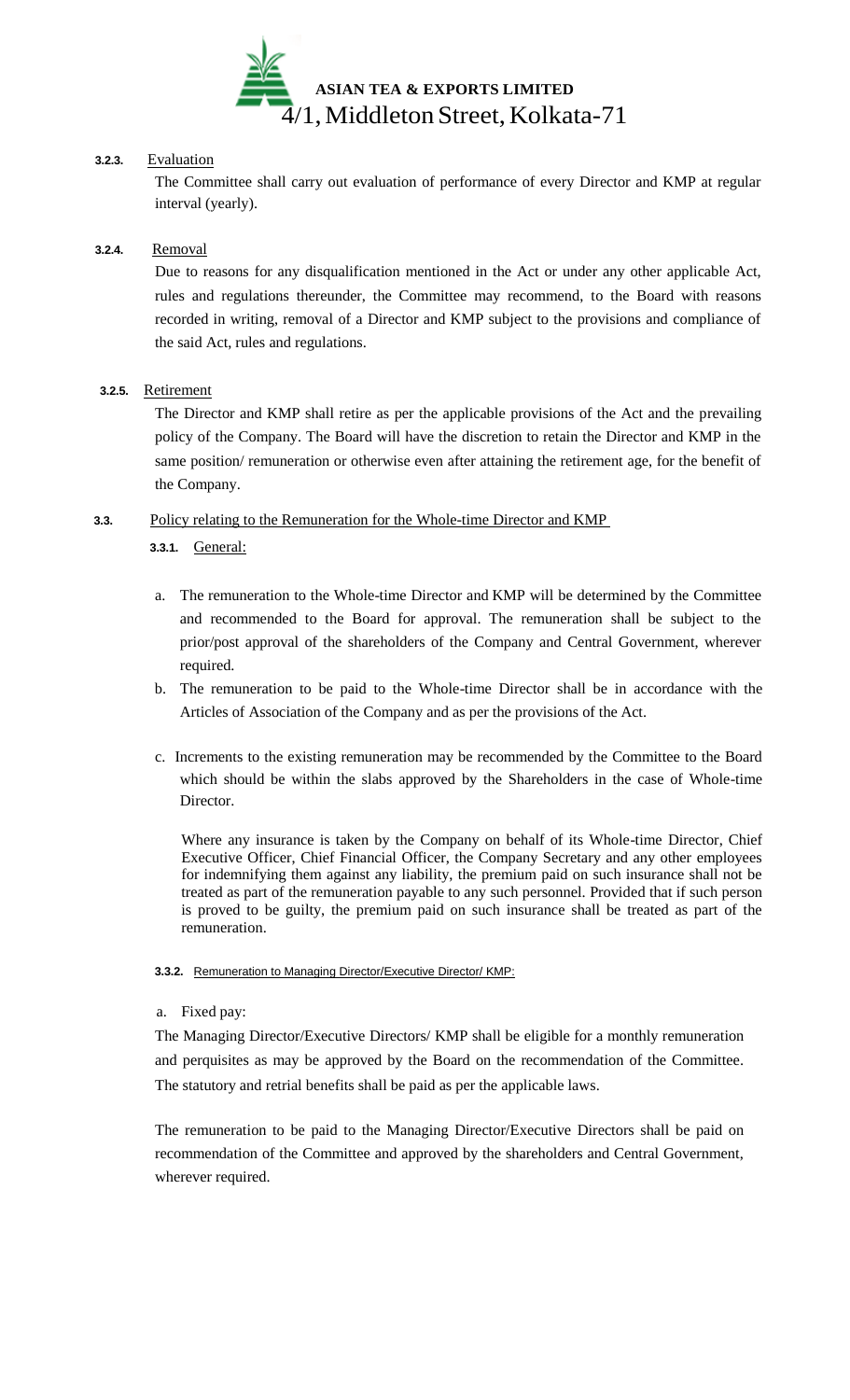**3.2.3. Evaluation**

The Committee shall carry out evaluation of performance of every Director and KMP at regular interval (yearly).

**3.2.4. Removal**

Due to reasons for any disqualification mentioned in the Act or under any other applicable Act, rules and regulations thereunder, the Committee may recommend, to the Board with reasons recorded in writing, removal of a Director and KMP subject to the provisions and compliance of the said Act, rules and regulations.

**3.2.5. Retirement**

The Director and KMP shall retire as per the applicable provisions of the Act and the prevailing policy of the Company. The Board will have the discretion to retain the Director and KMP in the same position/ remuneration or otherwise even after attaining the retirement age, for the benefit of the Company.

**3.3. Policy relating to the Remuneration for the Whole-time Director and KMP**

**3.3.1. General:**

a. The remuneration to the Whole-time Director and KMP will be determined by the Committee and recommended to the Board for approval. The remuneration shall be subject to the prior/post approval of the shareholders of the Company and Central Government, wherever required.

b. The remuneration to be paid to the Whole-time Director shall be in accordance with the Articles of Association of the Company and as per the provisions of the Act.

c. Increments to the existing remuneration may be recommended by the Committee to the Board which should be within the slabs approved by the Shareholders in the case of Whole-time Director.

Where any insurance is taken by the Company on behalf of its Whole-time Director, Chief Executive Officer, Chief Financial Officer, the Company Secretary and any other employees for indemnifying them against any liability, the premium paid on such insurance shall not be treated as part of the remuneration payable to any such personnel. Provided that if such person is proved to be guilty, the premium paid on such insurance shall be treated as part of the remuneration.

**3.3.2. Remuneration to Managing Director/Executive Director/ KMP:**

a. Fixed pay:

The Managing Director/Executive Directors/ KMP shall be eligible for a monthly remuneration and perquisites as may be approved by the Board on the recommendation of the Committee. The statutory and retrial benefits shall be paid as per the applicable laws.

The remuneration to be paid to the Managing Director/Executive Directors shall be paid on recommendation of the Committee and approved by the shareholders and Central Government, wherever required.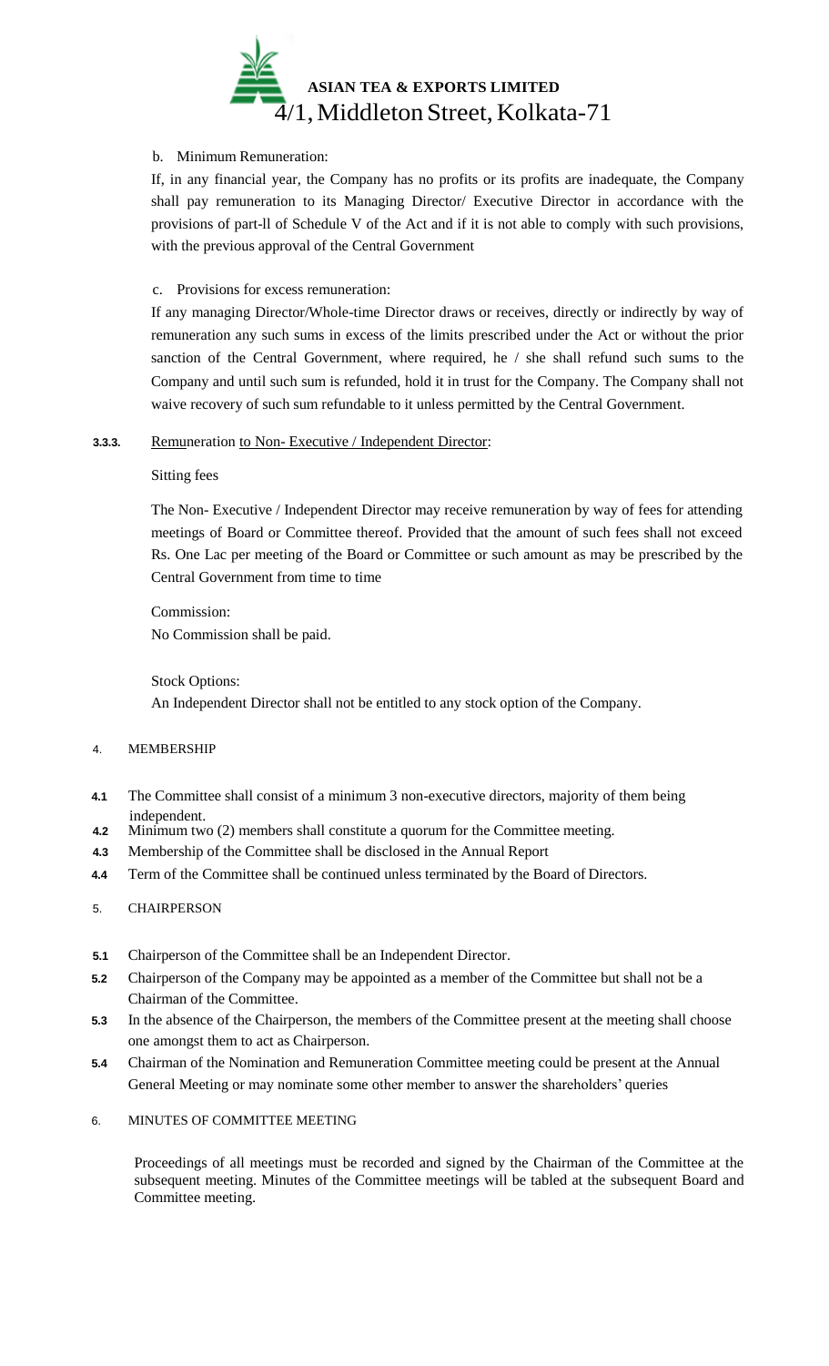b. Minimum Remuneration:

If, in any financial year, the Company has no profits or its profits are inadequate, the Company shall pay remuneration to its Managing Director/ Executive Director in accordance with the provisions of part-ll of Schedule V of the Act and if it is not able to comply with such provisions, with the previous approval of the Central Government

c. Provisions for excess remuneration:

If any managing Director/Whole-time Director draws or receives, directly or indirectly by way of remuneration any such sums in excess of the limits prescribed under the Act or without the prior sanction of the Central Government, where required, he / she shall refund such sums to the Company and until such sum is refunded, hold it in trust for the Company. The Company shall not waive recovery of such sum refundable to it unless permitted by the Central Government.

**3.3.3.** Remuneration to Non- Executive / Independent Director:

Sitting fees

The Non- Executive / Independent Director may receive remuneration by way of fees for attending meetings of Board or Committee thereof. Provided that the amount of such fees shall not exceed Rs. One Lac per meeting of the Board or Committee or such amount as may be prescribed by the Central Government from time to time

Commission:
No Commission shall be paid.

Stock Options:
An Independent Director shall not be entitled to any stock option of the Company.

4. MEMBERSHIP

**4.1** The Committee shall consist of a minimum 3 non-executive directors, majority of them being independent.

**4.2** Minimum two (2) members shall constitute a quorum for the Committee meeting.

**4.3** Membership of the Committee shall be disclosed in the Annual Report

**4.4** Term of the Committee shall be continued unless terminated by the Board of Directors.

5. CHAIRPERSON

**5.1** Chairperson of the Committee shall be an Independent Director.

**5.2** Chairperson of the Company may be appointed as a member of the Committee but shall not be a Chairman of the Committee.

**5.3** In the absence of the Chairperson, the members of the Committee present at the meeting shall choose one amongst them to act as Chairperson.

**5.4** Chairman of the Nomination and Remuneration Committee meeting could be present at the Annual General Meeting or may nominate some other member to answer the shareholders' queries

6. MINUTES OF COMMITTEE MEETING

Proceedings of all meetings must be recorded and signed by the Chairman of the Committee at the subsequent meeting. Minutes of the Committee meetings will be tabled at the subsequent Board and Committee meeting.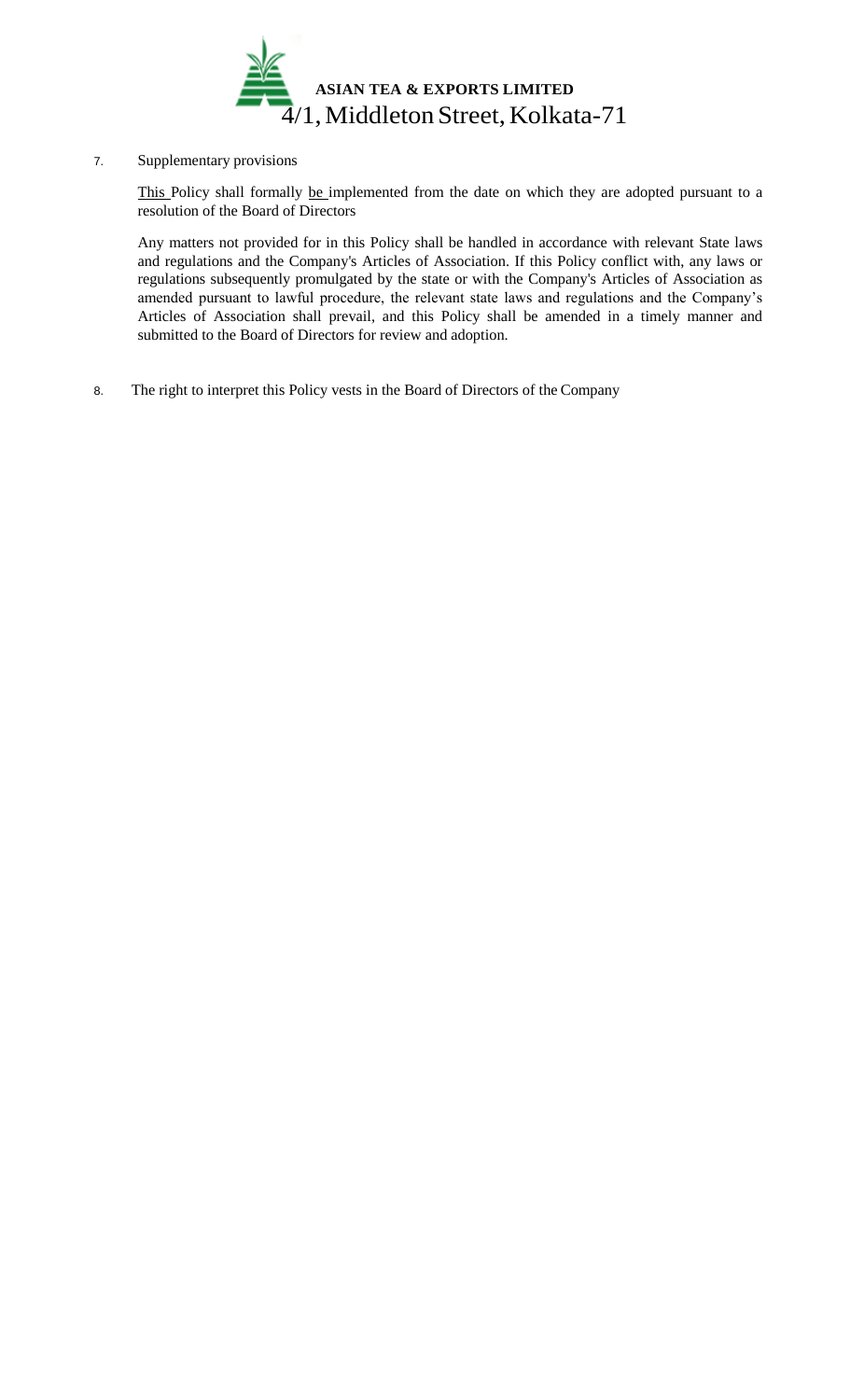7. Supplementary provisions

   This Policy shall formally be implemented from the date on which they are adopted pursuant to a resolution of the Board of Directors

   Any matters not provided for in this Policy shall be handled in accordance with relevant State laws and regulations and the Company's Articles of Association. If this Policy conflict with, any laws or regulations subsequently promulgated by the state or with the Company's Articles of Association as amended pursuant to lawful procedure, the relevant state laws and regulations and the Company's Articles of Association shall prevail, and this Policy shall be amended in a timely manner and submitted to the Board of Directors for review and adoption.

8. The right to interpret this Policy vests in the Board of Directors of the Company